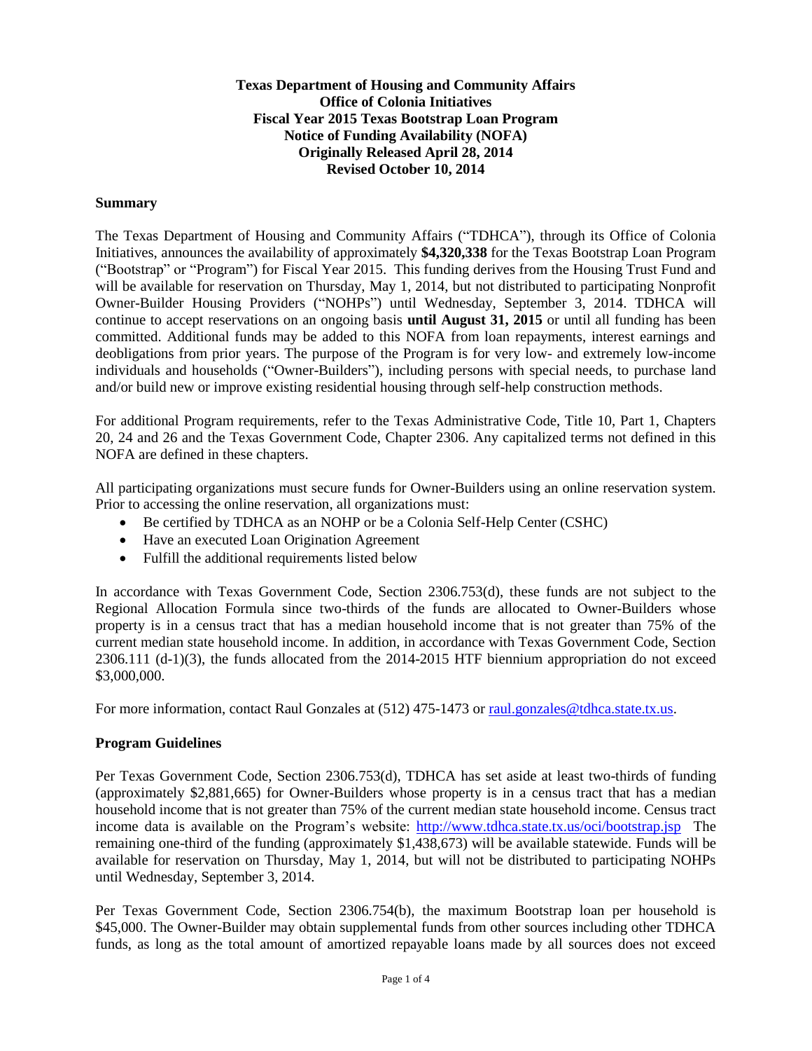**Texas Department of Housing and Community Affairs**
**Office of Colonia Initiatives**
**Fiscal Year 2015 Texas Bootstrap Loan Program**
**Notice of Funding Availability (NOFA)**
**Originally Released April 28, 2014**
**Revised October 10, 2014**

## Summary

The Texas Department of Housing and Community Affairs ("TDHCA"), through its Office of Colonia Initiatives, announces the availability of approximately **$4,320,338** for the Texas Bootstrap Loan Program ("Bootstrap" or "Program") for Fiscal Year 2015. This funding derives from the Housing Trust Fund and will be available for reservation on Thursday, May 1, 2014, but not distributed to participating Nonprofit Owner-Builder Housing Providers ("NOHPs") until Wednesday, September 3, 2014. TDHCA will continue to accept reservations on an ongoing basis **until August 31, 2015** or until all funding has been committed. Additional funds may be added to this NOFA from loan repayments, interest earnings and deobligations from prior years. The purpose of the Program is for very low- and extremely low-income individuals and households ("Owner-Builders"), including persons with special needs, to purchase land and/or build new or improve existing residential housing through self-help construction methods.

For additional Program requirements, refer to the Texas Administrative Code, Title 10, Part 1, Chapters 20, 24 and 26 and the Texas Government Code, Chapter 2306. Any capitalized terms not defined in this NOFA are defined in these chapters.

All participating organizations must secure funds for Owner-Builders using an online reservation system. Prior to accessing the online reservation, all organizations must:

- Be certified by TDHCA as an NOHP or be a Colonia Self-Help Center (CSHC)
- Have an executed Loan Origination Agreement
- Fulfill the additional requirements listed below

In accordance with Texas Government Code, Section 2306.753(d), these funds are not subject to the Regional Allocation Formula since two-thirds of the funds are allocated to Owner-Builders whose property is in a census tract that has a median household income that is not greater than 75% of the current median state household income. In addition, in accordance with Texas Government Code, Section 2306.111 (d-1)(3), the funds allocated from the 2014-2015 HTF biennium appropriation do not exceed $3,000,000.

For more information, contact Raul Gonzales at (512) 475-1473 or raul.gonzales@tdhca.state.tx.us.

## Program Guidelines

Per Texas Government Code, Section 2306.753(d), TDHCA has set aside at least two-thirds of funding (approximately $2,881,665) for Owner-Builders whose property is in a census tract that has a median household income that is not greater than 75% of the current median state household income. Census tract income data is available on the Program's website: http://www.tdhca.state.tx.us/oci/bootstrap.jsp The remaining one-third of the funding (approximately $1,438,673) will be available statewide. Funds will be available for reservation on Thursday, May 1, 2014, but will not be distributed to participating NOHPs until Wednesday, September 3, 2014.

Per Texas Government Code, Section 2306.754(b), the maximum Bootstrap loan per household is $45,000. The Owner-Builder may obtain supplemental funds from other sources including other TDHCA funds, as long as the total amount of amortized repayable loans made by all sources does not exceed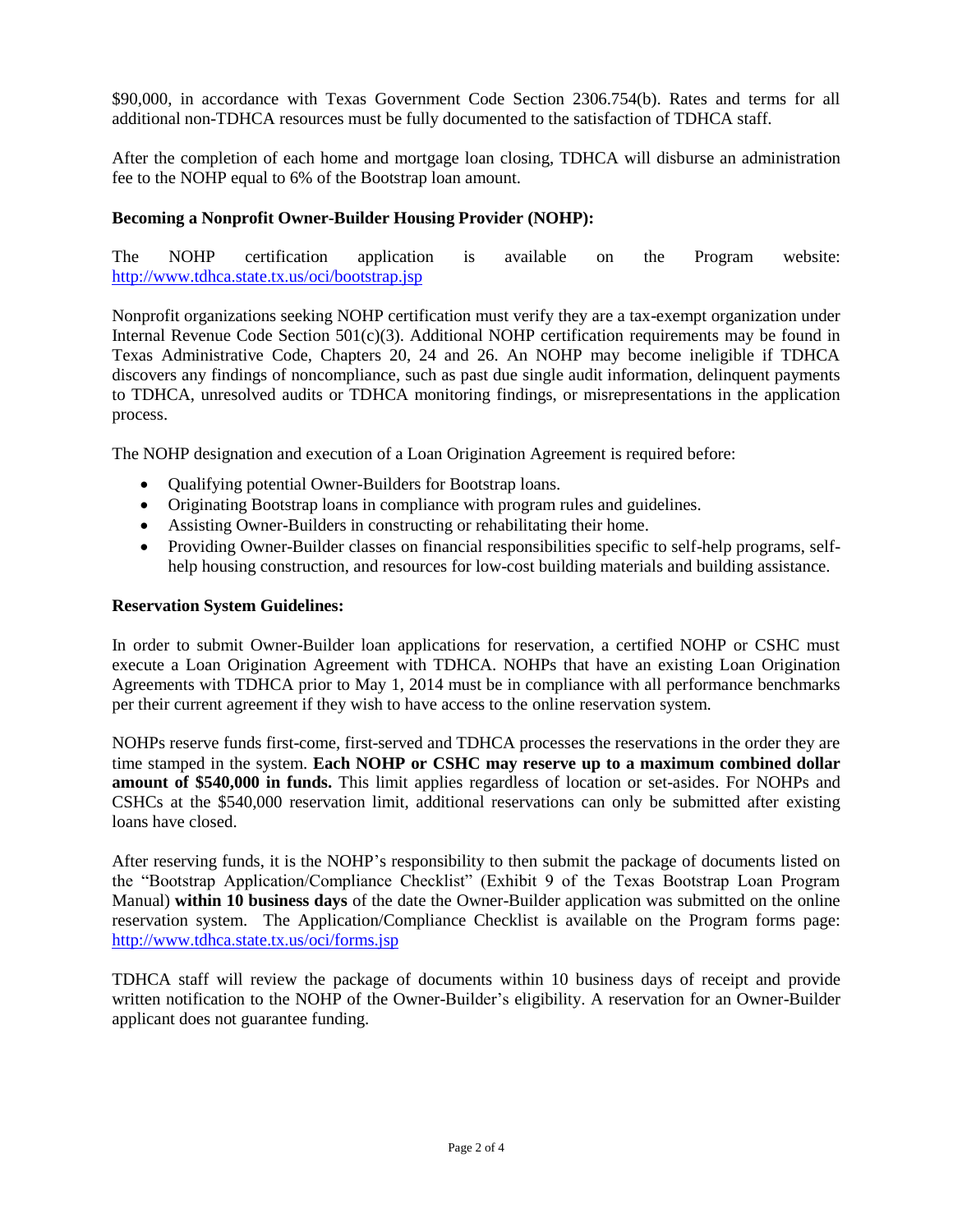$90,000, in accordance with Texas Government Code Section 2306.754(b). Rates and terms for all additional non-TDHCA resources must be fully documented to the satisfaction of TDHCA staff.

After the completion of each home and mortgage loan closing, TDHCA will disburse an administration fee to the NOHP equal to 6% of the Bootstrap loan amount.

**Becoming a Nonprofit Owner-Builder Housing Provider (NOHP):**

The NOHP certification application is available on the Program website: http://www.tdhca.state.tx.us/oci/bootstrap.jsp

Nonprofit organizations seeking NOHP certification must verify they are a tax-exempt organization under Internal Revenue Code Section 501(c)(3). Additional NOHP certification requirements may be found in Texas Administrative Code, Chapters 20, 24 and 26. An NOHP may become ineligible if TDHCA discovers any findings of noncompliance, such as past due single audit information, delinquent payments to TDHCA, unresolved audits or TDHCA monitoring findings, or misrepresentations in the application process.

The NOHP designation and execution of a Loan Origination Agreement is required before:

- Qualifying potential Owner-Builders for Bootstrap loans.
- Originating Bootstrap loans in compliance with program rules and guidelines.
- Assisting Owner-Builders in constructing or rehabilitating their home.
- Providing Owner-Builder classes on financial responsibilities specific to self-help programs, self-help housing construction, and resources for low-cost building materials and building assistance.

**Reservation System Guidelines:**

In order to submit Owner-Builder loan applications for reservation, a certified NOHP or CSHC must execute a Loan Origination Agreement with TDHCA. NOHPs that have an existing Loan Origination Agreements with TDHCA prior to May 1, 2014 must be in compliance with all performance benchmarks per their current agreement if they wish to have access to the online reservation system.

NOHPs reserve funds first-come, first-served and TDHCA processes the reservations in the order they are time stamped in the system. **Each NOHP or CSHC may reserve up to a maximum combined dollar amount of $540,000 in funds.** This limit applies regardless of location or set-asides. For NOHPs and CSHCs at the $540,000 reservation limit, additional reservations can only be submitted after existing loans have closed.

After reserving funds, it is the NOHP's responsibility to then submit the package of documents listed on the "Bootstrap Application/Compliance Checklist" (Exhibit 9 of the Texas Bootstrap Loan Program Manual) **within 10 business days** of the date the Owner-Builder application was submitted on the online reservation system. The Application/Compliance Checklist is available on the Program forms page: http://www.tdhca.state.tx.us/oci/forms.jsp

TDHCA staff will review the package of documents within 10 business days of receipt and provide written notification to the NOHP of the Owner-Builder's eligibility. A reservation for an Owner-Builder applicant does not guarantee funding.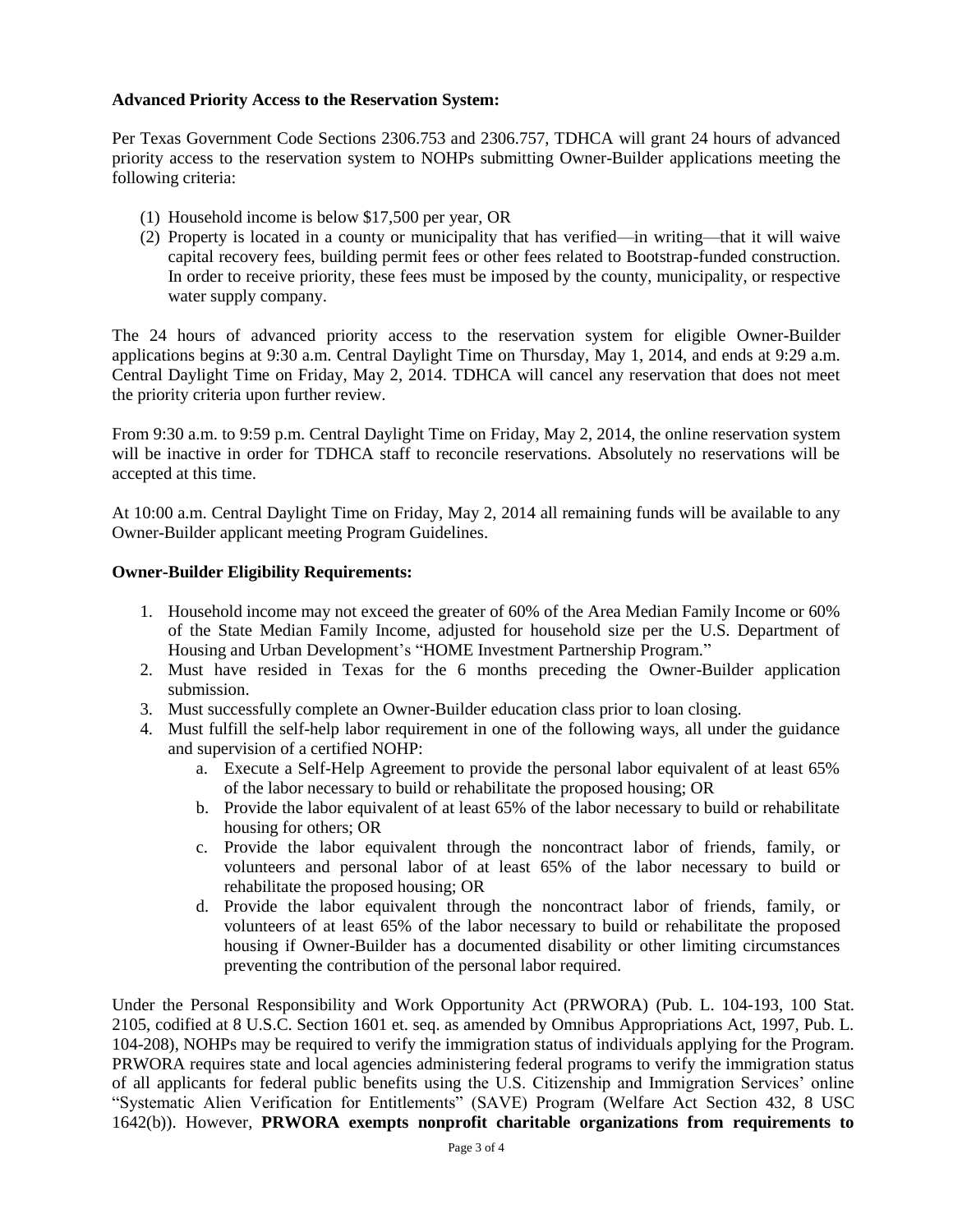**Advanced Priority Access to the Reservation System:**

Per Texas Government Code Sections 2306.753 and 2306.757, TDHCA will grant 24 hours of advanced priority access to the reservation system to NOHPs submitting Owner-Builder applications meeting the following criteria:

(1) Household income is below $17,500 per year, OR
(2) Property is located in a county or municipality that has verified—in writing—that it will waive capital recovery fees, building permit fees or other fees related to Bootstrap-funded construction. In order to receive priority, these fees must be imposed by the county, municipality, or respective water supply company.

The 24 hours of advanced priority access to the reservation system for eligible Owner-Builder applications begins at 9:30 a.m. Central Daylight Time on Thursday, May 1, 2014, and ends at 9:29 a.m. Central Daylight Time on Friday, May 2, 2014. TDHCA will cancel any reservation that does not meet the priority criteria upon further review.

From 9:30 a.m. to 9:59 p.m. Central Daylight Time on Friday, May 2, 2014, the online reservation system will be inactive in order for TDHCA staff to reconcile reservations. Absolutely no reservations will be accepted at this time.

At 10:00 a.m. Central Daylight Time on Friday, May 2, 2014 all remaining funds will be available to any Owner-Builder applicant meeting Program Guidelines.

**Owner-Builder Eligibility Requirements:**

1. Household income may not exceed the greater of 60% of the Area Median Family Income or 60% of the State Median Family Income, adjusted for household size per the U.S. Department of Housing and Urban Development's "HOME Investment Partnership Program."
2. Must have resided in Texas for the 6 months preceding the Owner-Builder application submission.
3. Must successfully complete an Owner-Builder education class prior to loan closing.
4. Must fulfill the self-help labor requirement in one of the following ways, all under the guidance and supervision of a certified NOHP:
   a. Execute a Self-Help Agreement to provide the personal labor equivalent of at least 65% of the labor necessary to build or rehabilitate the proposed housing; OR
   b. Provide the labor equivalent of at least 65% of the labor necessary to build or rehabilitate housing for others; OR
   c. Provide the labor equivalent through the noncontract labor of friends, family, or volunteers and personal labor of at least 65% of the labor necessary to build or rehabilitate the proposed housing; OR
   d. Provide the labor equivalent through the noncontract labor of friends, family, or volunteers of at least 65% of the labor necessary to build or rehabilitate the proposed housing if Owner-Builder has a documented disability or other limiting circumstances preventing the contribution of the personal labor required.

Under the Personal Responsibility and Work Opportunity Act (PRWORA) (Pub. L. 104-193, 100 Stat. 2105, codified at 8 U.S.C. Section 1601 et. seq. as amended by Omnibus Appropriations Act, 1997, Pub. L. 104-208), NOHPs may be required to verify the immigration status of individuals applying for the Program. PRWORA requires state and local agencies administering federal programs to verify the immigration status of all applicants for federal public benefits using the U.S. Citizenship and Immigration Services' online "Systematic Alien Verification for Entitlements" (SAVE) Program (Welfare Act Section 432, 8 USC 1642(b)). However, **PRWORA exempts nonprofit charitable organizations from requirements to**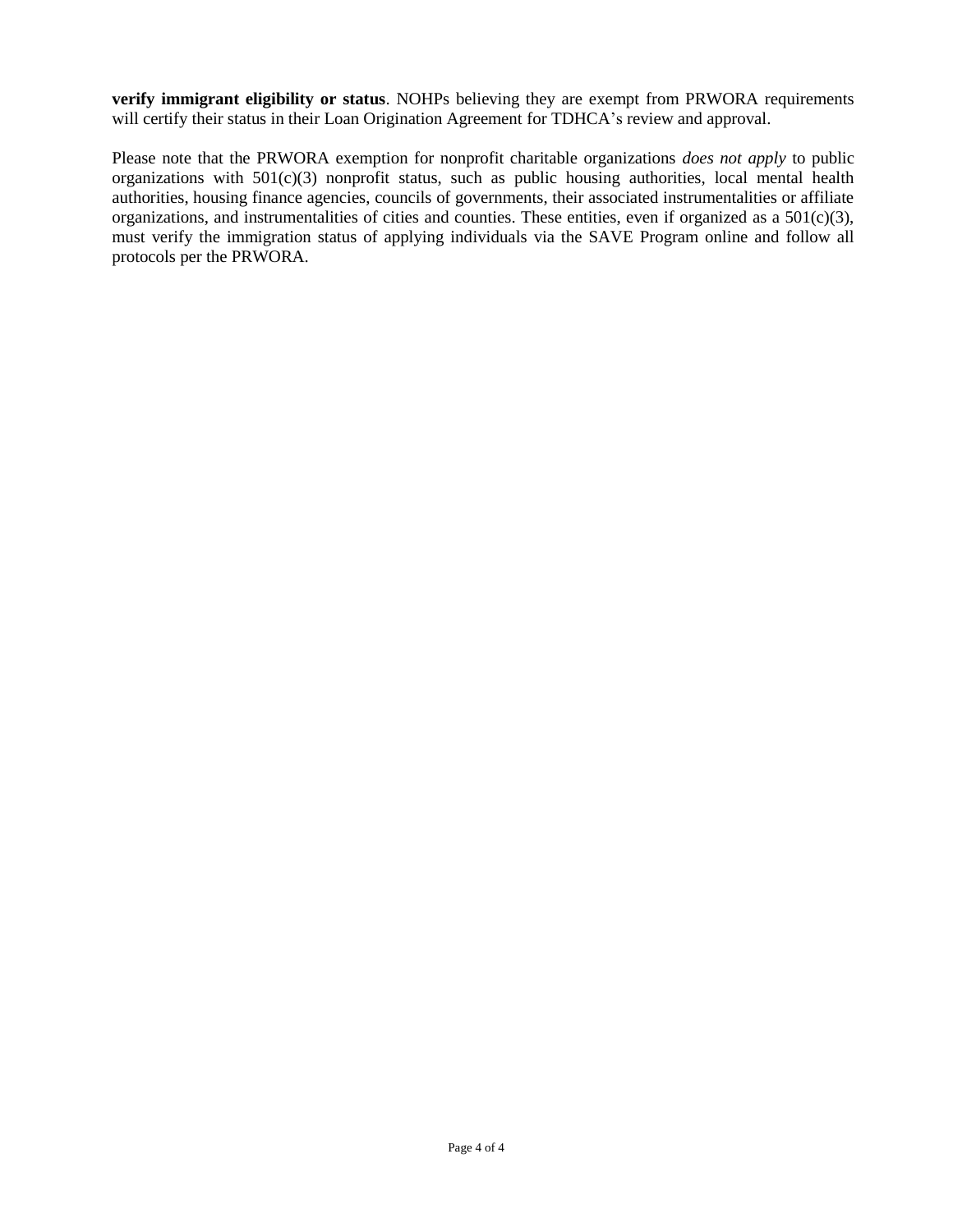**verify immigrant eligibility or status**. NOHPs believing they are exempt from PRWORA requirements will certify their status in their Loan Origination Agreement for TDHCA's review and approval.

Please note that the PRWORA exemption for nonprofit charitable organizations *does not apply* to public organizations with 501(c)(3) nonprofit status, such as public housing authorities, local mental health authorities, housing finance agencies, councils of governments, their associated instrumentalities or affiliate organizations, and instrumentalities of cities and counties. These entities, even if organized as a 501(c)(3), must verify the immigration status of applying individuals via the SAVE Program online and follow all protocols per the PRWORA.